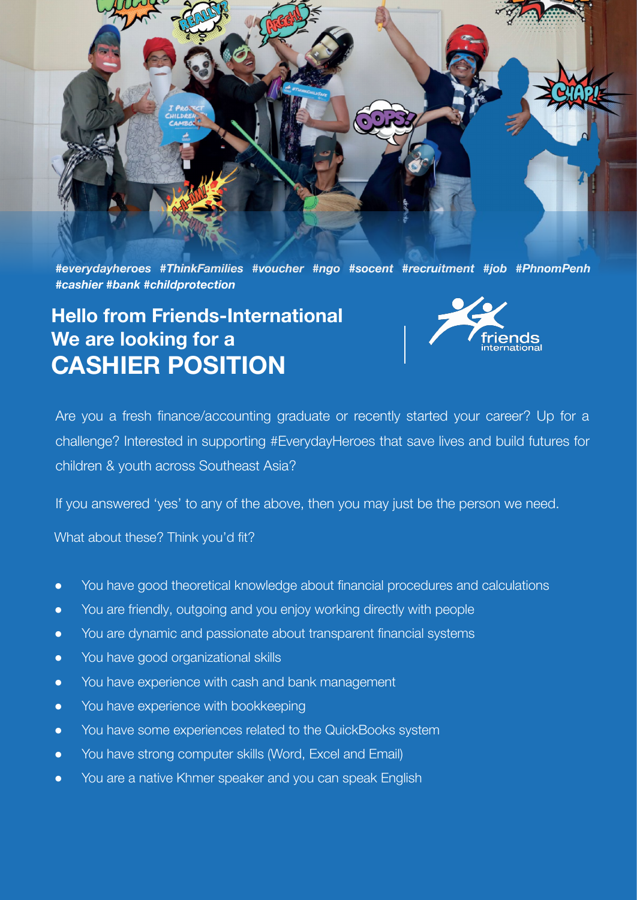*#everydayheroes #ThinkFamilies #voucher #ngo #socent #recruitment #job #PhnomPenh #cashier #bank #childprotection*

## Hello from Friends-International
## We are looking for a
# CASHIER POSITION

Are you a fresh finance/accounting graduate or recently started your career? Up for a challenge? Interested in supporting #EverydayHeroes that save lives and build futures for children & youth across Southeast Asia?

If you answered 'yes' to any of the above, then you may just be the person we need.

What about these? Think you'd fit?

- You have good theoretical knowledge about financial procedures and calculations
- You are friendly, outgoing and you enjoy working directly with people
- You are dynamic and passionate about transparent financial systems
- You have good organizational skills
- You have experience with cash and bank management
- You have experience with bookkeeping
- You have some experiences related to the QuickBooks system
- You have strong computer skills (Word, Excel and Email)
- You are a native Khmer speaker and you can speak English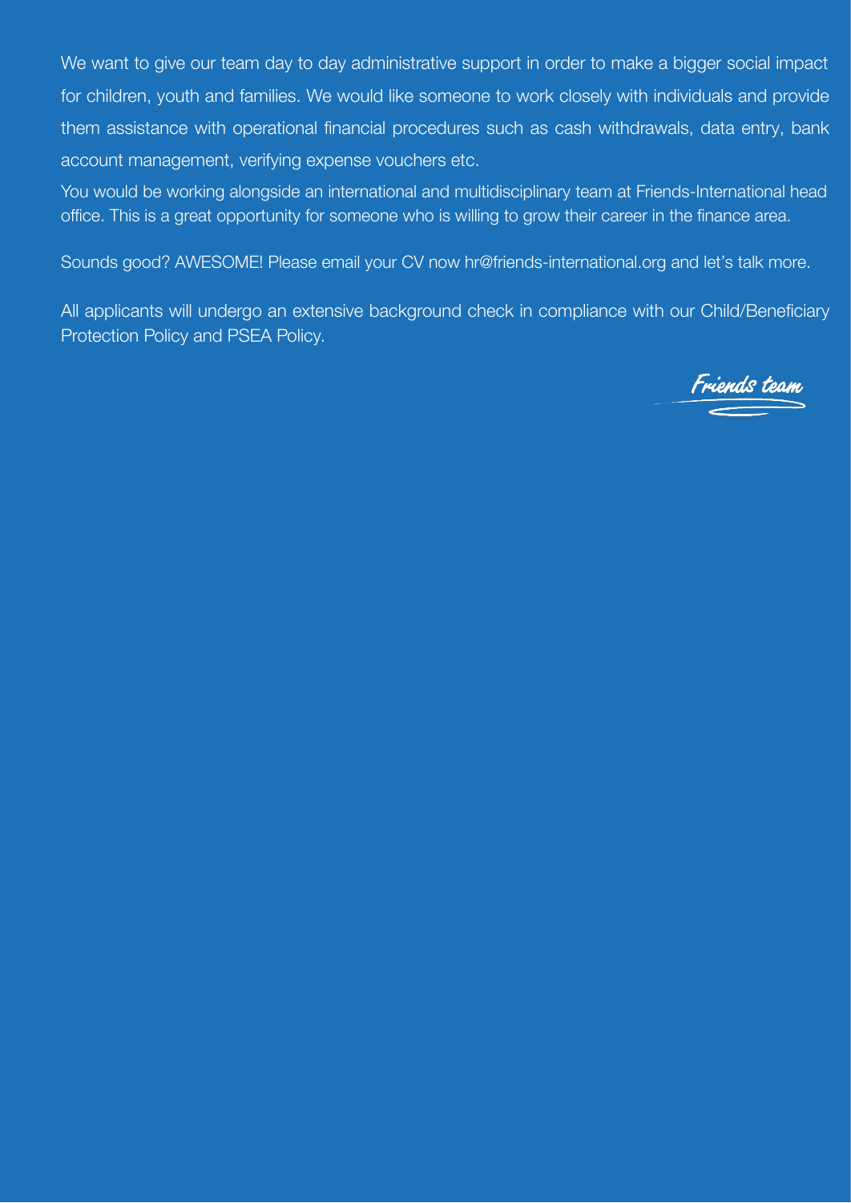We want to give our team day to day administrative support in order to make a bigger social impact for children, youth and families. We would like someone to work closely with individuals and provide them assistance with operational financial procedures such as cash withdrawals, data entry, bank account management, verifying expense vouchers etc.

You would be working alongside an international and multidisciplinary team at Friends-International head office. This is a great opportunity for someone who is willing to grow their career in the finance area.

Sounds good? AWESOME! Please email your CV now hr@friends-international.org and let's talk more.

All applicants will undergo an extensive background check in compliance with our Child/Beneficiary Protection Policy and PSEA Policy.

*Friends team*